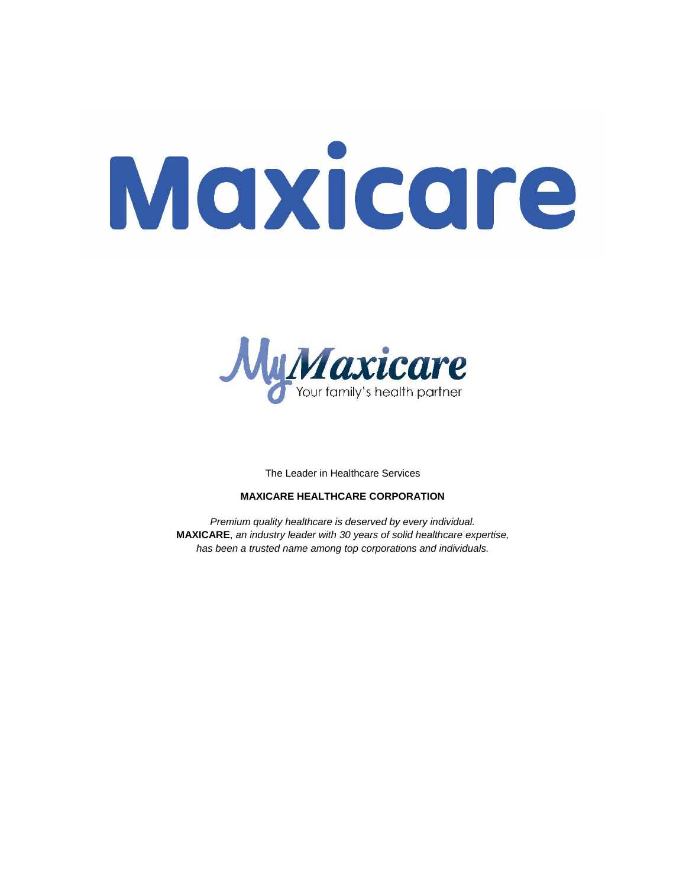# Maxicare

**MyMaxicare**
Your family's health partner

The Leader in Healthcare Services

**MAXICARE HEALTHCARE CORPORATION**

*Premium quality healthcare is deserved by every individual.*
**MAXICARE**, *an industry leader with 30 years of solid healthcare expertise,*
*has been a trusted name among top corporations and individuals.*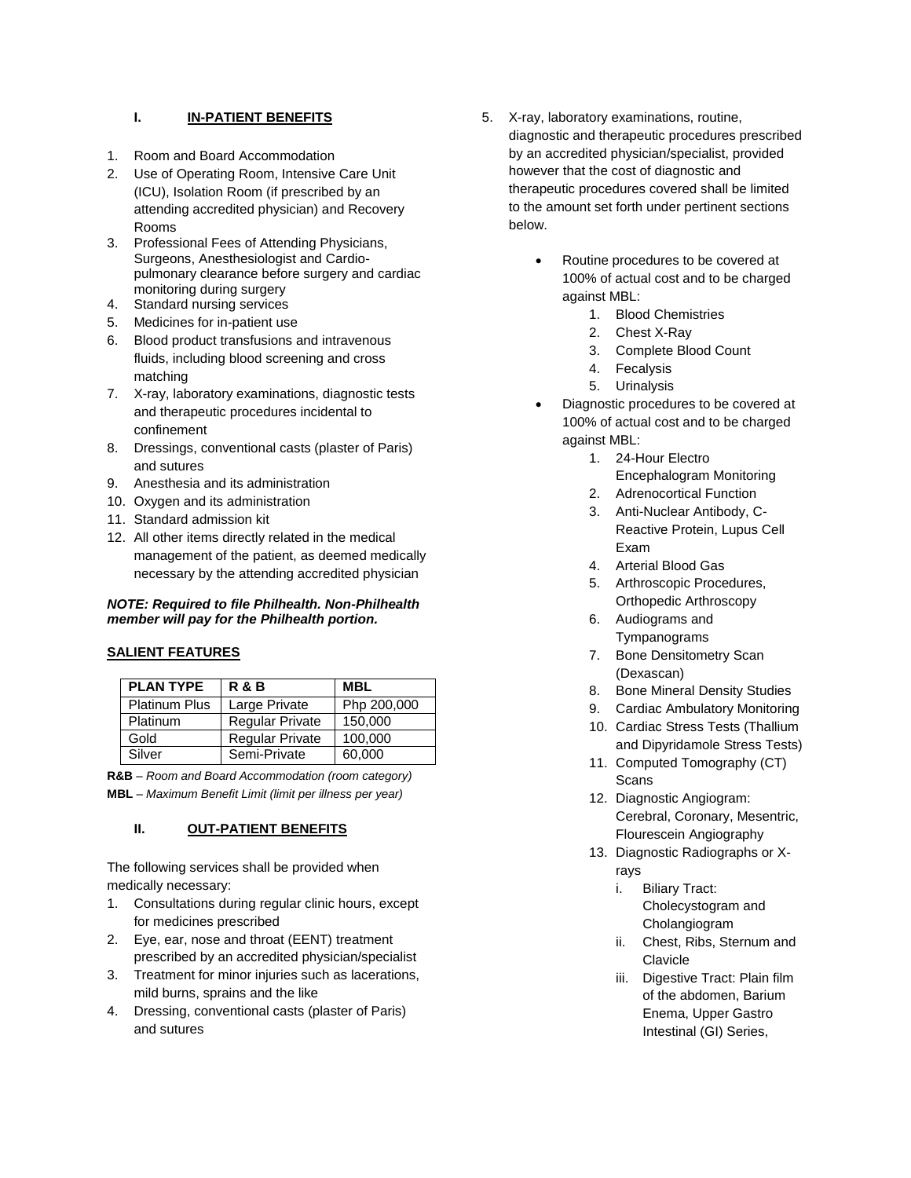## I. IN-PATIENT BENEFITS

1. Room and Board Accommodation
2. Use of Operating Room, Intensive Care Unit (ICU), Isolation Room (if prescribed by an attending accredited physician) and Recovery Rooms
3. Professional Fees of Attending Physicians, Surgeons, Anesthesiologist and Cardio-pulmonary clearance before surgery and cardiac monitoring during surgery
4. Standard nursing services
5. Medicines for in-patient use
6. Blood product transfusions and intravenous fluids, including blood screening and cross matching
7. X-ray, laboratory examinations, diagnostic tests and therapeutic procedures incidental to confinement
8. Dressings, conventional casts (plaster of Paris) and sutures
9. Anesthesia and its administration
10. Oxygen and its administration
11. Standard admission kit
12. All other items directly related in the medical management of the patient, as deemed medically necessary by the attending accredited physician

***NOTE: Required to file Philhealth. Non-Philhealth member will pay for the Philhealth portion.***

**SALIENT FEATURES**

| PLAN TYPE | R & B | MBL |
|---|---|---|
| Platinum Plus | Large Private | Php 200,000 |
| Platinum | Regular Private | 150,000 |
| Gold | Regular Private | 100,000 |
| Silver | Semi-Private | 60,000 |

**R&B** – *Room and Board Accommodation (room category)*

**MBL** – *Maximum Benefit Limit (limit per illness per year)*

## II. OUT-PATIENT BENEFITS

The following services shall be provided when medically necessary:

1. Consultations during regular clinic hours, except for medicines prescribed
2. Eye, ear, nose and throat (EENT) treatment prescribed by an accredited physician/specialist
3. Treatment for minor injuries such as lacerations, mild burns, sprains and the like
4. Dressing, conventional casts (plaster of Paris) and sutures
5. X-ray, laboratory examinations, routine, diagnostic and therapeutic procedures prescribed by an accredited physician/specialist, provided however that the cost of diagnostic and therapeutic procedures covered shall be limited to the amount set forth under pertinent sections below.
   - Routine procedures to be covered at 100% of actual cost and to be charged against MBL:
     1. Blood Chemistries
     2. Chest X-Ray
     3. Complete Blood Count
     4. Fecalysis
     5. Urinalysis
   - Diagnostic procedures to be covered at 100% of actual cost and to be charged against MBL:
     1. 24-Hour Electro Encephalogram Monitoring
     2. Adrenocortical Function
     3. Anti-Nuclear Antibody, C-Reactive Protein, Lupus Cell Exam
     4. Arterial Blood Gas
     5. Arthroscopic Procedures, Orthopedic Arthroscopy
     6. Audiograms and Tympanograms
     7. Bone Densitometry Scan (Dexascan)
     8. Bone Mineral Density Studies
     9. Cardiac Ambulatory Monitoring
     10. Cardiac Stress Tests (Thallium and Dipyridamole Stress Tests)
     11. Computed Tomography (CT) Scans
     12. Diagnostic Angiogram: Cerebral, Coronary, Mesentric, Flourescein Angiography
     13. Diagnostic Radiographs or X-rays
         i. Biliary Tract: Cholecystogram and Cholangiogram
         ii. Chest, Ribs, Sternum and Clavicle
         iii. Digestive Tract: Plain film of the abdomen, Barium Enema, Upper Gastro Intestinal (GI) Series,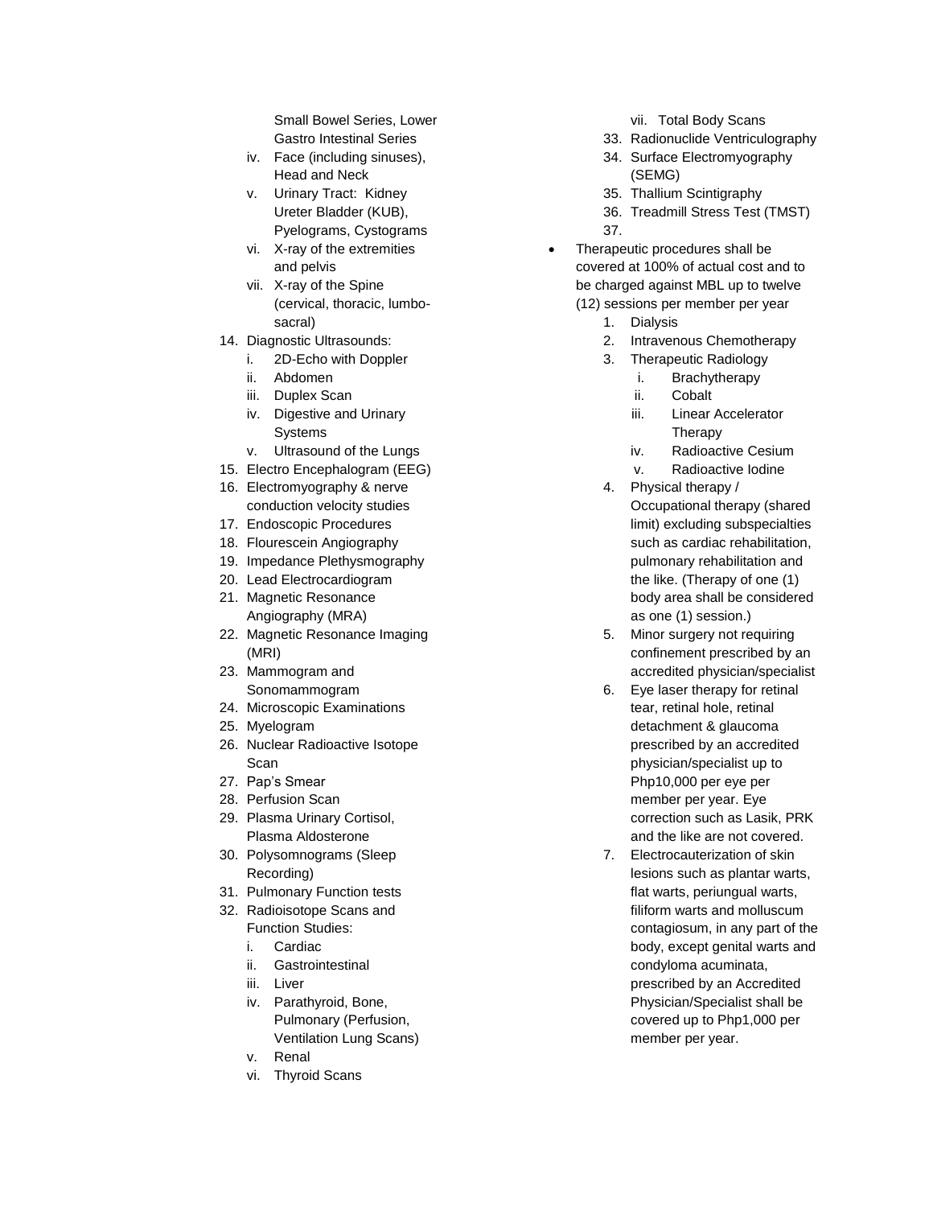Small Bowel Series, Lower Gastro Intestinal Series

iv. Face (including sinuses), Head and Neck
v. Urinary Tract: Kidney Ureter Bladder (KUB), Pyelograms, Cystograms
vi. X-ray of the extremities and pelvis
vii. X-ray of the Spine (cervical, thoracic, lumbo-sacral)

14. Diagnostic Ultrasounds:
    i. 2D-Echo with Doppler
    ii. Abdomen
    iii. Duplex Scan
    iv. Digestive and Urinary Systems
    v. Ultrasound of the Lungs
15. Electro Encephalogram (EEG)
16. Electromyography & nerve conduction velocity studies
17. Endoscopic Procedures
18. Flourescein Angiography
19. Impedance Plethysmography
20. Lead Electrocardiogram
21. Magnetic Resonance Angiography (MRA)
22. Magnetic Resonance Imaging (MRI)
23. Mammogram and Sonomammogram
24. Microscopic Examinations
25. Myelogram
26. Nuclear Radioactive Isotope Scan
27. Pap's Smear
28. Perfusion Scan
29. Plasma Urinary Cortisol, Plasma Aldosterone
30. Polysomnograms (Sleep Recording)
31. Pulmonary Function tests
32. Radioisotope Scans and Function Studies:
    i. Cardiac
    ii. Gastrointestinal
    iii. Liver
    iv. Parathyroid, Bone, Pulmonary (Perfusion, Ventilation Lung Scans)
    v. Renal
    vi. Thyroid Scans
    vii. Total Body Scans
33. Radionuclide Ventriculography
34. Surface Electromyography (SEMG)
35. Thallium Scintigraphy
36. Treadmill Stress Test (TMST)
37.

- Therapeutic procedures shall be covered at 100% of actual cost and to be charged against MBL up to twelve (12) sessions per member per year
    1. Dialysis
    2. Intravenous Chemotherapy
    3. Therapeutic Radiology
        i. Brachytherapy
        ii. Cobalt
        iii. Linear Accelerator Therapy
        iv. Radioactive Cesium
        v. Radioactive Iodine
    4. Physical therapy / Occupational therapy (shared limit) excluding subspecialties such as cardiac rehabilitation, pulmonary rehabilitation and the like. (Therapy of one (1) body area shall be considered as one (1) session.)
    5. Minor surgery not requiring confinement prescribed by an accredited physician/specialist
    6. Eye laser therapy for retinal tear, retinal hole, retinal detachment & glaucoma prescribed by an accredited physician/specialist up to Php10,000 per eye per member per year. Eye correction such as Lasik, PRK and the like are not covered.
    7. Electrocauterization of skin lesions such as plantar warts, flat warts, periungual warts, filiform warts and molluscum contagiosum, in any part of the body, except genital warts and condyloma acuminata, prescribed by an Accredited Physician/Specialist shall be covered up to Php1,000 per member per year.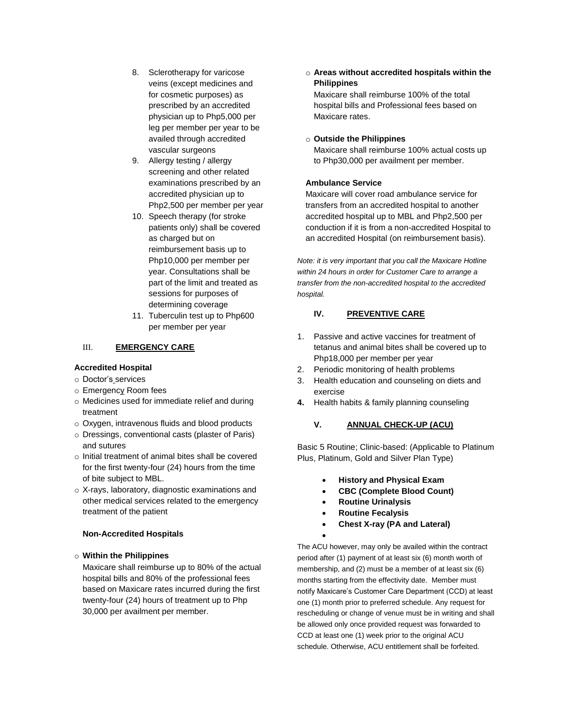8. Sclerotherapy for varicose veins (except medicines and for cosmetic purposes) as prescribed by an accredited physician up to Php5,000 per leg per member per year to be availed through accredited vascular surgeons
9. Allergy testing / allergy screening and other related examinations prescribed by an accredited physician up to Php2,500 per member per year
10. Speech therapy (for stroke patients only) shall be covered as charged but on reimbursement basis up to Php10,000 per member per year. Consultations shall be part of the limit and treated as sessions for purposes of determining coverage
11. Tuberculin test up to Php600 per member per year

## III. EMERGENCY CARE

**Accredited Hospital**

- Doctor's services
- Emergency Room fees
- Medicines used for immediate relief and during treatment
- Oxygen, intravenous fluids and blood products
- Dressings, conventional casts (plaster of Paris) and sutures
- Initial treatment of animal bites shall be covered for the first twenty-four (24) hours from the time of bite subject to MBL.
- X-rays, laboratory, diagnostic examinations and other medical services related to the emergency treatment of the patient

**Non-Accredited Hospitals**

- **Within the Philippines**
  Maxicare shall reimburse up to 80% of the actual hospital bills and 80% of the professional fees based on Maxicare rates incurred during the first twenty-four (24) hours of treatment up to Php 30,000 per availment per member.
- **Areas without accredited hospitals within the Philippines**
  Maxicare shall reimburse 100% of the total hospital bills and Professional fees based on Maxicare rates.
- **Outside the Philippines**
  Maxicare shall reimburse 100% actual costs up to Php30,000 per availment per member.

**Ambulance Service**

Maxicare will cover road ambulance service for transfers from an accredited hospital to another accredited hospital up to MBL and Php2,500 per conduction if it is from a non-accredited Hospital to an accredited Hospital (on reimbursement basis).

*Note: it is very important that you call the Maxicare Hotline within 24 hours in order for Customer Care to arrange a transfer from the non-accredited hospital to the accredited hospital.*

## IV. PREVENTIVE CARE

1. Passive and active vaccines for treatment of tetanus and animal bites shall be covered up to Php18,000 per member per year
2. Periodic monitoring of health problems
3. Health education and counseling on diets and exercise
4. Health habits & family planning counseling

## V. ANNUAL CHECK-UP (ACU)

Basic 5 Routine; Clinic-based: (Applicable to Platinum Plus, Platinum, Gold and Silver Plan Type)

- **History and Physical Exam**
- **CBC (Complete Blood Count)**
- **Routine Urinalysis**
- **Routine Fecalysis**
- **Chest X-ray (PA and Lateral)**

The ACU however, may only be availed within the contract period after (1) payment of at least six (6) month worth of membership, and (2) must be a member of at least six (6) months starting from the effectivity date. Member must notify Maxicare's Customer Care Department (CCD) at least one (1) month prior to preferred schedule. Any request for rescheduling or change of venue must be in writing and shall be allowed only once provided request was forwarded to CCD at least one (1) week prior to the original ACU schedule. Otherwise, ACU entitlement shall be forfeited.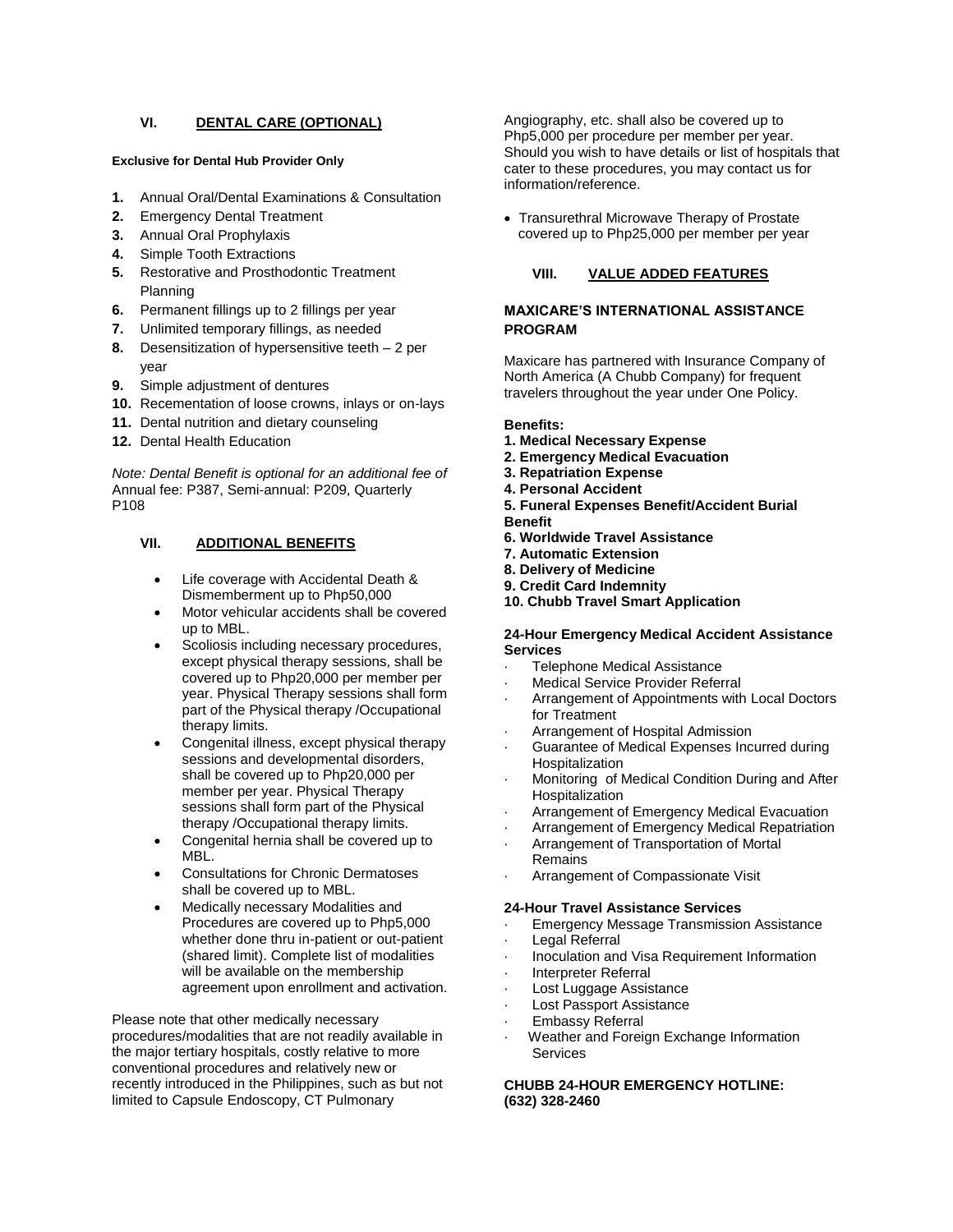## VI. DENTAL CARE (OPTIONAL)

**Exclusive for Dental Hub Provider Only**

1. Annual Oral/Dental Examinations & Consultation
2. Emergency Dental Treatment
3. Annual Oral Prophylaxis
4. Simple Tooth Extractions
5. Restorative and Prosthodontic Treatment Planning
6. Permanent fillings up to 2 fillings per year
7. Unlimited temporary fillings, as needed
8. Desensitization of hypersensitive teeth – 2 per year
9. Simple adjustment of dentures
10. Recementation of loose crowns, inlays or on-lays
11. Dental nutrition and dietary counseling
12. Dental Health Education

*Note: Dental Benefit is optional for an additional fee of* Annual fee: P387, Semi-annual: P209, Quarterly P108

## VII. ADDITIONAL BENEFITS

- Life coverage with Accidental Death & Dismemberment up to Php50,000
- Motor vehicular accidents shall be covered up to MBL.
- Scoliosis including necessary procedures, except physical therapy sessions, shall be covered up to Php20,000 per member per year. Physical Therapy sessions shall form part of the Physical therapy /Occupational therapy limits.
- Congenital illness, except physical therapy sessions and developmental disorders, shall be covered up to Php20,000 per member per year. Physical Therapy sessions shall form part of the Physical therapy /Occupational therapy limits.
- Congenital hernia shall be covered up to MBL.
- Consultations for Chronic Dermatoses shall be covered up to MBL.
- Medically necessary Modalities and Procedures are covered up to Php5,000 whether done thru in-patient or out-patient (shared limit). Complete list of modalities will be available on the membership agreement upon enrollment and activation.

Please note that other medically necessary procedures/modalities that are not readily available in the major tertiary hospitals, costly relative to more conventional procedures and relatively new or recently introduced in the Philippines, such as but not limited to Capsule Endoscopy, CT Pulmonary Angiography, etc. shall also be covered up to Php5,000 per procedure per member per year. Should you wish to have details or list of hospitals that cater to these procedures, you may contact us for information/reference.

- Transurethral Microwave Therapy of Prostate covered up to Php25,000 per member per year

## VIII. VALUE ADDED FEATURES

### MAXICARE'S INTERNATIONAL ASSISTANCE PROGRAM

Maxicare has partnered with Insurance Company of North America (A Chubb Company) for frequent travelers throughout the year under One Policy.

**Benefits:**

**1. Medical Necessary Expense**
**2. Emergency Medical Evacuation**
**3. Repatriation Expense**
**4. Personal Accident**
**5. Funeral Expenses Benefit/Accident Burial Benefit**
**6. Worldwide Travel Assistance**
**7. Automatic Extension**
**8. Delivery of Medicine**
**9. Credit Card Indemnity**
**10. Chubb Travel Smart Application**

**24-Hour Emergency Medical Accident Assistance Services**

- Telephone Medical Assistance
- Medical Service Provider Referral
- Arrangement of Appointments with Local Doctors for Treatment
- Arrangement of Hospital Admission
- Guarantee of Medical Expenses Incurred during Hospitalization
- Monitoring of Medical Condition During and After Hospitalization
- Arrangement of Emergency Medical Evacuation
- Arrangement of Emergency Medical Repatriation
- Arrangement of Transportation of Mortal Remains
- Arrangement of Compassionate Visit

**24-Hour Travel Assistance Services**

- Emergency Message Transmission Assistance
- Legal Referral
- Inoculation and Visa Requirement Information
- Interpreter Referral
- Lost Luggage Assistance
- Lost Passport Assistance
- Embassy Referral
- Weather and Foreign Exchange Information Services

**CHUBB 24-HOUR EMERGENCY HOTLINE: (632) 328-2460**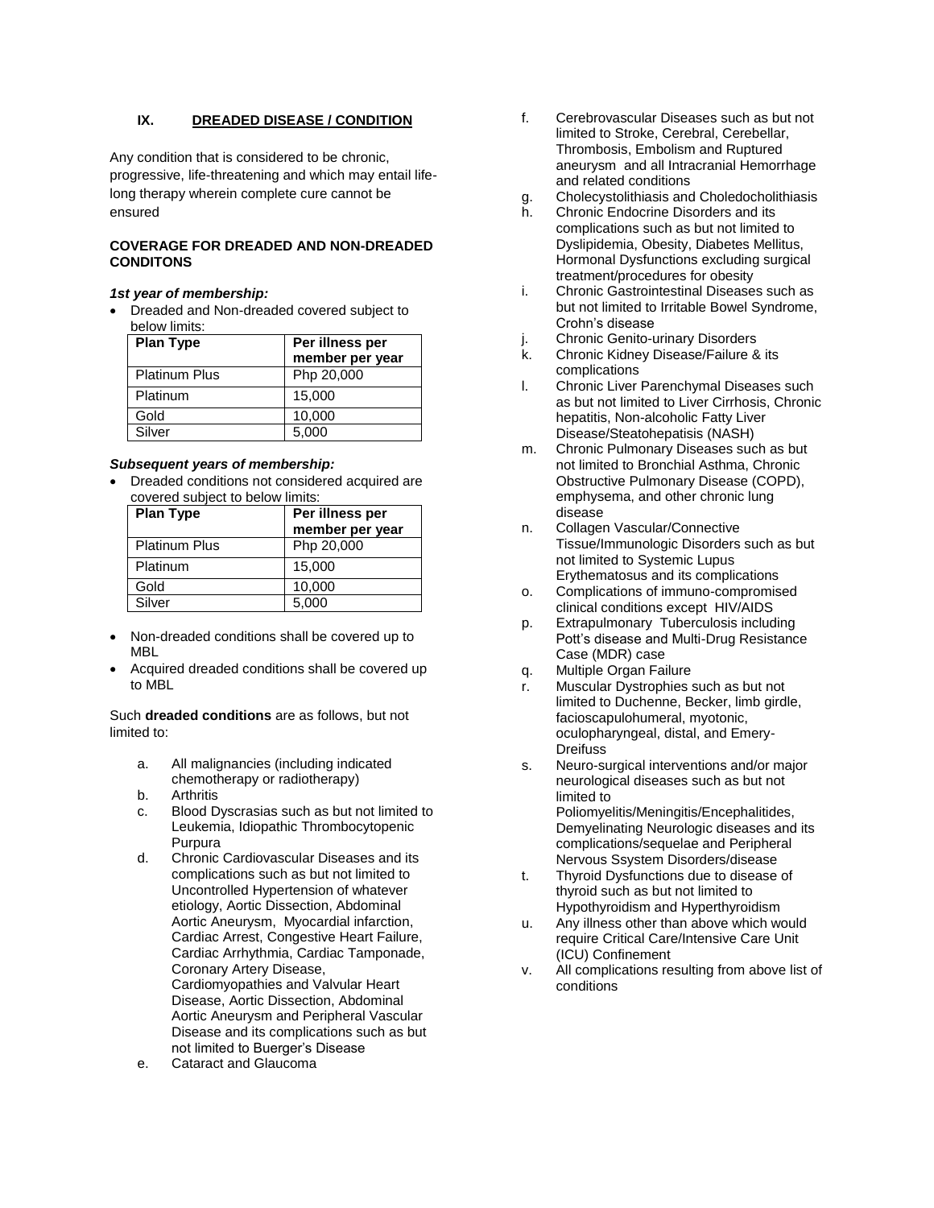## IX. DREADED DISEASE / CONDITION

Any condition that is considered to be chronic, progressive, life-threatening and which may entail life-long therapy wherein complete cure cannot be ensured

**COVERAGE FOR DREADED AND NON-DREADED CONDITONS**

***1st year of membership:***

- Dreaded and Non-dreaded covered subject to below limits:

| Plan Type | Per illness per member per year |
|---|---|
| Platinum Plus | Php 20,000 |
| Platinum | 15,000 |
| Gold | 10,000 |
| Silver | 5,000 |

***Subsequent years of membership:***

- Dreaded conditions not considered acquired are covered subject to below limits:

| Plan Type | Per illness per member per year |
|---|---|
| Platinum Plus | Php 20,000 |
| Platinum | 15,000 |
| Gold | 10,000 |
| Silver | 5,000 |

- Non-dreaded conditions shall be covered up to MBL
- Acquired dreaded conditions shall be covered up to MBL

Such **dreaded conditions** are as follows, but not limited to:

a. All malignancies (including indicated chemotherapy or radiotherapy)
b. Arthritis
c. Blood Dyscrasias such as but not limited to Leukemia, Idiopathic Thrombocytopenic Purpura
d. Chronic Cardiovascular Diseases and its complications such as but not limited to Uncontrolled Hypertension of whatever etiology, Aortic Dissection, Abdominal Aortic Aneurysm, Myocardial infarction, Cardiac Arrest, Congestive Heart Failure, Cardiac Arrhythmia, Cardiac Tamponade, Coronary Artery Disease, Cardiomyopathies and Valvular Heart Disease, Aortic Dissection, Abdominal Aortic Aneurysm and Peripheral Vascular Disease and its complications such as but not limited to Buerger's Disease
e. Cataract and Glaucoma
f. Cerebrovascular Diseases such as but not limited to Stroke, Cerebral, Cerebellar, Thrombosis, Embolism and Ruptured aneurysm and all Intracranial Hemorrhage and related conditions
g. Cholecystolithiasis and Choledocholithiasis
h. Chronic Endocrine Disorders and its complications such as but not limited to Dyslipidemia, Obesity, Diabetes Mellitus, Hormonal Dysfunctions excluding surgical treatment/procedures for obesity
i. Chronic Gastrointestinal Diseases such as but not limited to Irritable Bowel Syndrome, Crohn's disease
j. Chronic Genito-urinary Disorders
k. Chronic Kidney Disease/Failure & its complications
l. Chronic Liver Parenchymal Diseases such as but not limited to Liver Cirrhosis, Chronic hepatitis, Non-alcoholic Fatty Liver Disease/Steatohepatisis (NASH)
m. Chronic Pulmonary Diseases such as but not limited to Bronchial Asthma, Chronic Obstructive Pulmonary Disease (COPD), emphysema, and other chronic lung disease
n. Collagen Vascular/Connective Tissue/Immunologic Disorders such as but not limited to Systemic Lupus Erythematosus and its complications
o. Complications of immuno-compromised clinical conditions except HIV/AIDS
p. Extrapulmonary Tuberculosis including Pott's disease and Multi-Drug Resistance Case (MDR) case
q. Multiple Organ Failure
r. Muscular Dystrophies such as but not limited to Duchenne, Becker, limb girdle, facioscapulohumeral, myotonic, oculopharyngeal, distal, and Emery-Dreifuss
s. Neuro-surgical interventions and/or major neurological diseases such as but not limited to Poliomyelitis/Meningitis/Encephalitides, Demyelinating Neurologic diseases and its complications/sequelae and Peripheral Nervous Ssystem Disorders/disease
t. Thyroid Dysfunctions due to disease of thyroid such as but not limited to Hypothyroidism and Hyperthyroidism
u. Any illness other than above which would require Critical Care/Intensive Care Unit (ICU) Confinement
v. All complications resulting from above list of conditions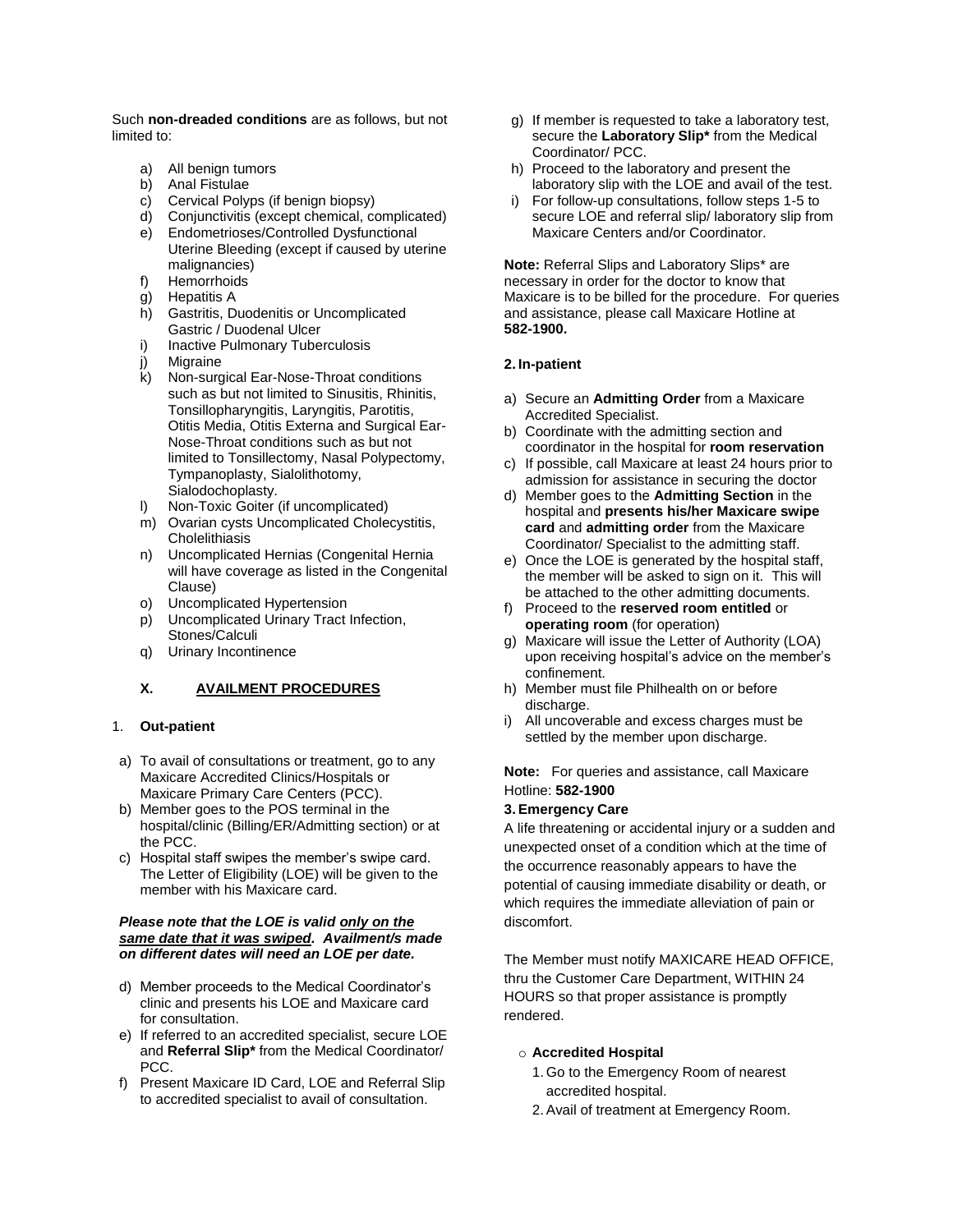Such **non-dreaded conditions** are as follows, but not limited to:

a) All benign tumors
b) Anal Fistulae
c) Cervical Polyps (if benign biopsy)
d) Conjunctivitis (except chemical, complicated)
e) Endometrioses/Controlled Dysfunctional Uterine Bleeding (except if caused by uterine malignancies)
f) Hemorrhoids
g) Hepatitis A
h) Gastritis, Duodenitis or Uncomplicated Gastric / Duodenal Ulcer
i) Inactive Pulmonary Tuberculosis
j) Migraine
k) Non-surgical Ear-Nose-Throat conditions such as but not limited to Sinusitis, Rhinitis, Tonsillopharyngitis, Laryngitis, Parotitis, Otitis Media, Otitis Externa and Surgical Ear-Nose-Throat conditions such as but not limited to Tonsillectomy, Nasal Polypectomy, Tympanoplasty, Sialolithotomy, Sialodochoplasty.
l) Non-Toxic Goiter (if uncomplicated)
m) Ovarian cysts Uncomplicated Cholecystitis, Cholelithiasis
n) Uncomplicated Hernias (Congenital Hernia will have coverage as listed in the Congenital Clause)
o) Uncomplicated Hypertension
p) Uncomplicated Urinary Tract Infection, Stones/Calculi
q) Urinary Incontinence

## X. AVAILMENT PROCEDURES

### 1. Out-patient

a) To avail of consultations or treatment, go to any Maxicare Accredited Clinics/Hospitals or Maxicare Primary Care Centers (PCC).
b) Member goes to the POS terminal in the hospital/clinic (Billing/ER/Admitting section) or at the PCC.
c) Hospital staff swipes the member's swipe card. The Letter of Eligibility (LOE) will be given to the member with his Maxicare card.

***Please note that the LOE is valid only on the same date that it was swiped. Availment/s made on different dates will need an LOE per date.***

d) Member proceeds to the Medical Coordinator's clinic and presents his LOE and Maxicare card for consultation.
e) If referred to an accredited specialist, secure LOE and **Referral Slip*** from the Medical Coordinator/ PCC.
f) Present Maxicare ID Card, LOE and Referral Slip to accredited specialist to avail of consultation.
g) If member is requested to take a laboratory test, secure the **Laboratory Slip*** from the Medical Coordinator/ PCC.
h) Proceed to the laboratory and present the laboratory slip with the LOE and avail of the test.
i) For follow-up consultations, follow steps 1-5 to secure LOE and referral slip/ laboratory slip from Maxicare Centers and/or Coordinator.

**Note:** Referral Slips and Laboratory Slips* are necessary in order for the doctor to know that Maxicare is to be billed for the procedure. For queries and assistance, please call Maxicare Hotline at **582-1900.**

### 2. In-patient

a) Secure an **Admitting Order** from a Maxicare Accredited Specialist.
b) Coordinate with the admitting section and coordinator in the hospital for **room reservation**
c) If possible, call Maxicare at least 24 hours prior to admission for assistance in securing the doctor
d) Member goes to the **Admitting Section** in the hospital and **presents his/her Maxicare swipe card** and **admitting order** from the Maxicare Coordinator/ Specialist to the admitting staff.
e) Once the LOE is generated by the hospital staff, the member will be asked to sign on it. This will be attached to the other admitting documents.
f) Proceed to the **reserved room entitled** or **operating room** (for operation)
g) Maxicare will issue the Letter of Authority (LOA) upon receiving hospital's advice on the member's confinement.
h) Member must file Philhealth on or before discharge.
i) All uncoverable and excess charges must be settled by the member upon discharge.

**Note:** For queries and assistance, call Maxicare Hotline: **582-1900**

### 3. Emergency Care

A life threatening or accidental injury or a sudden and unexpected onset of a condition which at the time of the occurrence reasonably appears to have the potential of causing immediate disability or death, or which requires the immediate alleviation of pain or discomfort.

The Member must notify MAXICARE HEAD OFFICE, thru the Customer Care Department, WITHIN 24 HOURS so that proper assistance is promptly rendered.

- **Accredited Hospital**
  1. Go to the Emergency Room of nearest accredited hospital.
  2. Avail of treatment at Emergency Room.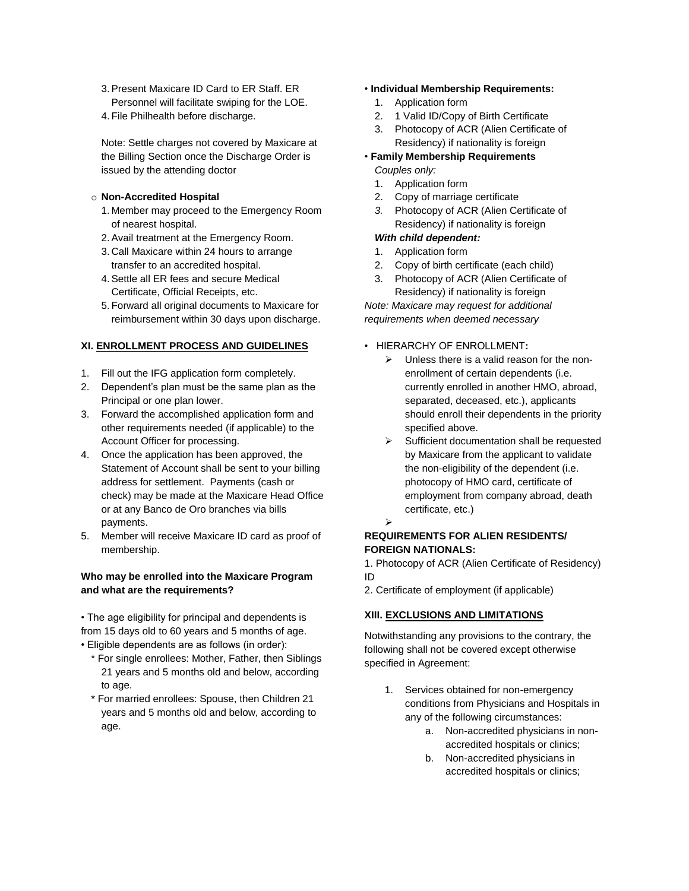3. Present Maxicare ID Card to ER Staff. ER Personnel will facilitate swiping for the LOE.
4. File Philhealth before discharge.

Note: Settle charges not covered by Maxicare at the Billing Section once the Discharge Order is issued by the attending doctor

- **Non-Accredited Hospital**
  1. Member may proceed to the Emergency Room of nearest hospital.
  2. Avail treatment at the Emergency Room.
  3. Call Maxicare within 24 hours to arrange transfer to an accredited hospital.
  4. Settle all ER fees and secure Medical Certificate, Official Receipts, etc.
  5. Forward all original documents to Maxicare for reimbursement within 30 days upon discharge.

## XI. ENROLLMENT PROCESS AND GUIDELINES

1. Fill out the IFG application form completely.
2. Dependent's plan must be the same plan as the Principal or one plan lower.
3. Forward the accomplished application form and other requirements needed (if applicable) to the Account Officer for processing.
4. Once the application has been approved, the Statement of Account shall be sent to your billing address for settlement. Payments (cash or check) may be made at the Maxicare Head Office or at any Banco de Oro branches via bills payments.
5. Member will receive Maxicare ID card as proof of membership.

**Who may be enrolled into the Maxicare Program and what are the requirements?**

- The age eligibility for principal and dependents is from 15 days old to 60 years and 5 months of age.
- Eligible dependents are as follows (in order):
  - For single enrollees: Mother, Father, then Siblings 21 years and 5 months old and below, according to age.
  - For married enrollees: Spouse, then Children 21 years and 5 months old and below, according to age.

- **Individual Membership Requirements:**
  1. Application form
  2. 1 Valid ID/Copy of Birth Certificate
  3. Photocopy of ACR (Alien Certificate of Residency) if nationality is foreign
- **Family Membership Requirements**

  *Couples only:*
  1. Application form
  2. Copy of marriage certificate
  3. Photocopy of ACR (Alien Certificate of Residency) if nationality is foreign

  ***With child dependent:***
  1. Application form
  2. Copy of birth certificate (each child)
  3. Photocopy of ACR (Alien Certificate of Residency) if nationality is foreign

*Note: Maxicare may request for additional requirements when deemed necessary*

- HIERARCHY OF ENROLLMENT**:**
  - Unless there is a valid reason for the non-enrollment of certain dependents (i.e. currently enrolled in another HMO, abroad, separated, deceased, etc.), applicants should enroll their dependents in the priority specified above.
  - Sufficient documentation shall be requested by Maxicare from the applicant to validate the non-eligibility of the dependent (i.e. photocopy of HMO card, certificate of employment from company abroad, death certificate, etc.)

**REQUIREMENTS FOR ALIEN RESIDENTS/ FOREIGN NATIONALS:**

1. Photocopy of ACR (Alien Certificate of Residency) ID
2. Certificate of employment (if applicable)

## XIII. EXCLUSIONS AND LIMITATIONS

Notwithstanding any provisions to the contrary, the following shall not be covered except otherwise specified in Agreement:

1. Services obtained for non-emergency conditions from Physicians and Hospitals in any of the following circumstances:
   a. Non-accredited physicians in non-accredited hospitals or clinics;
   b. Non-accredited physicians in accredited hospitals or clinics;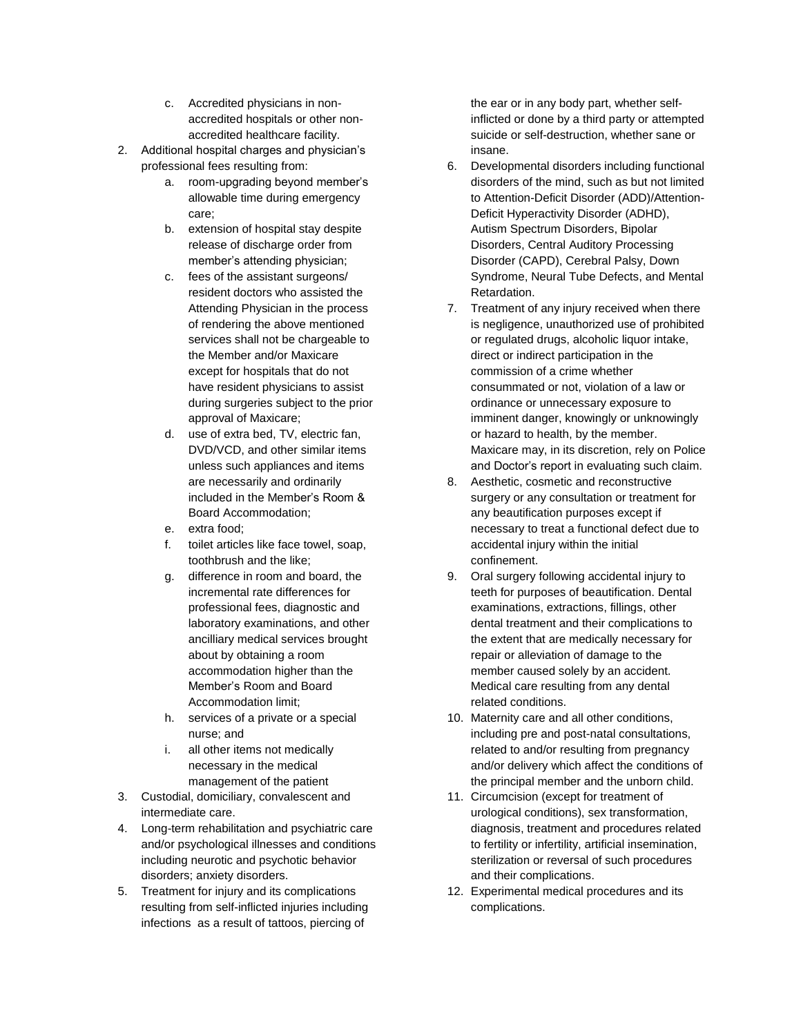c. Accredited physicians in non-accredited hospitals or other non-accredited healthcare facility.

2. Additional hospital charges and physician's professional fees resulting from:
   a. room-upgrading beyond member's allowable time during emergency care;
   b. extension of hospital stay despite release of discharge order from member's attending physician;
   c. fees of the assistant surgeons/ resident doctors who assisted the Attending Physician in the process of rendering the above mentioned services shall not be chargeable to the Member and/or Maxicare except for hospitals that do not have resident physicians to assist during surgeries subject to the prior approval of Maxicare;
   d. use of extra bed, TV, electric fan, DVD/VCD, and other similar items unless such appliances and items are necessarily and ordinarily included in the Member's Room & Board Accommodation;
   e. extra food;
   f. toilet articles like face towel, soap, toothbrush and the like;
   g. difference in room and board, the incremental rate differences for professional fees, diagnostic and laboratory examinations, and other ancilliary medical services brought about by obtaining a room accommodation higher than the Member's Room and Board Accommodation limit;
   h. services of a private or a special nurse; and
   i. all other items not medically necessary in the medical management of the patient
3. Custodial, domiciliary, convalescent and intermediate care.
4. Long-term rehabilitation and psychiatric care and/or psychological illnesses and conditions including neurotic and psychotic behavior disorders; anxiety disorders.
5. Treatment for injury and its complications resulting from self-inflicted injuries including infections as a result of tattoos, piercing of the ear or in any body part, whether self-inflicted or done by a third party or attempted suicide or self-destruction, whether sane or insane.
6. Developmental disorders including functional disorders of the mind, such as but not limited to Attention-Deficit Disorder (ADD)/Attention-Deficit Hyperactivity Disorder (ADHD), Autism Spectrum Disorders, Bipolar Disorders, Central Auditory Processing Disorder (CAPD), Cerebral Palsy, Down Syndrome, Neural Tube Defects, and Mental Retardation.
7. Treatment of any injury received when there is negligence, unauthorized use of prohibited or regulated drugs, alcoholic liquor intake, direct or indirect participation in the commission of a crime whether consummated or not, violation of a law or ordinance or unnecessary exposure to imminent danger, knowingly or unknowingly or hazard to health, by the member. Maxicare may, in its discretion, rely on Police and Doctor's report in evaluating such claim.
8. Aesthetic, cosmetic and reconstructive surgery or any consultation or treatment for any beautification purposes except if necessary to treat a functional defect due to accidental injury within the initial confinement.
9. Oral surgery following accidental injury to teeth for purposes of beautification. Dental examinations, extractions, fillings, other dental treatment and their complications to the extent that are medically necessary for repair or alleviation of damage to the member caused solely by an accident. Medical care resulting from any dental related conditions.
10. Maternity care and all other conditions, including pre and post-natal consultations, related to and/or resulting from pregnancy and/or delivery which affect the conditions of the principal member and the unborn child.
11. Circumcision (except for treatment of urological conditions), sex transformation, diagnosis, treatment and procedures related to fertility or infertility, artificial insemination, sterilization or reversal of such procedures and their complications.
12. Experimental medical procedures and its complications.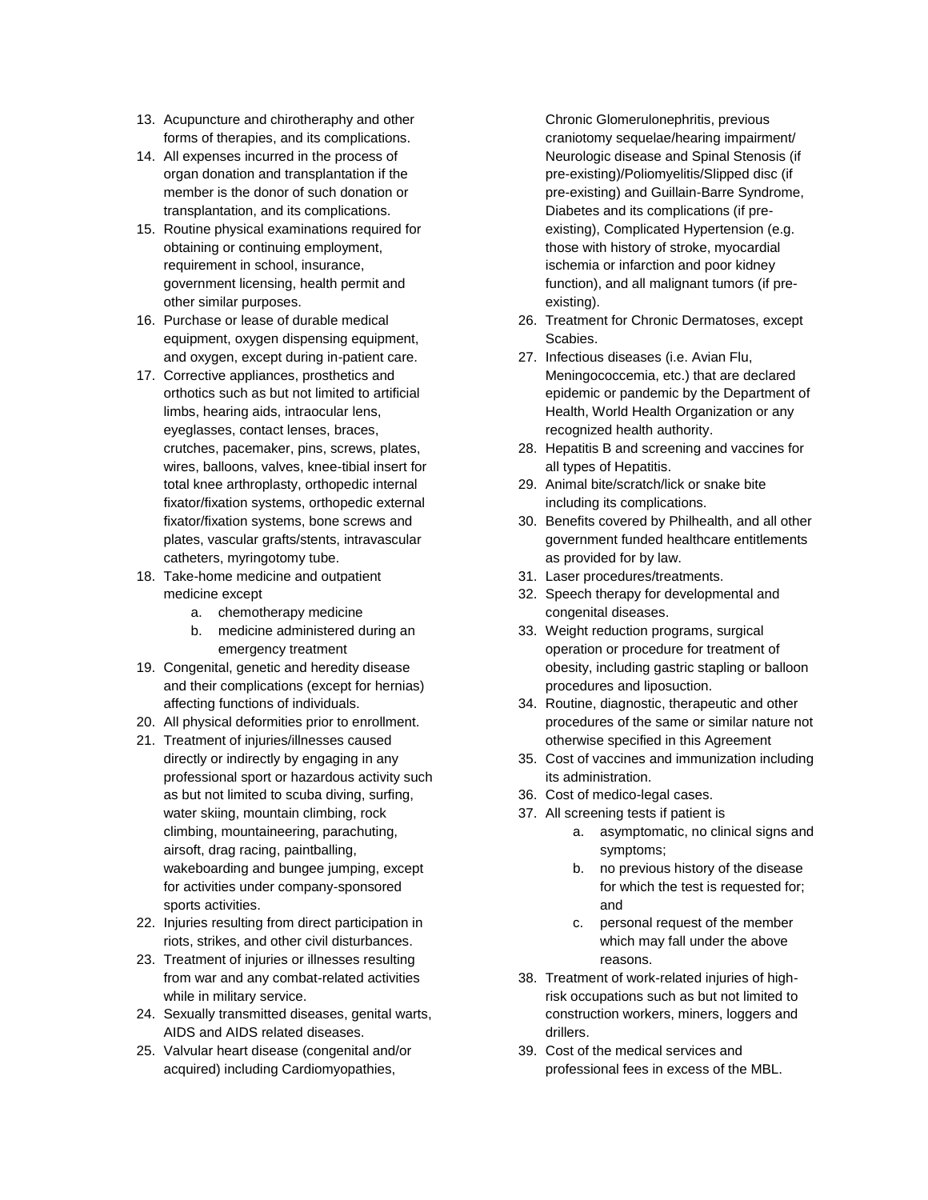13. Acupuncture and chirotheraphy and other forms of therapies, and its complications.
14. All expenses incurred in the process of organ donation and transplantation if the member is the donor of such donation or transplantation, and its complications.
15. Routine physical examinations required for obtaining or continuing employment, requirement in school, insurance, government licensing, health permit and other similar purposes.
16. Purchase or lease of durable medical equipment, oxygen dispensing equipment, and oxygen, except during in-patient care.
17. Corrective appliances, prosthetics and orthotics such as but not limited to artificial limbs, hearing aids, intraocular lens, eyeglasses, contact lenses, braces, crutches, pacemaker, pins, screws, plates, wires, balloons, valves, knee-tibial insert for total knee arthroplasty, orthopedic internal fixator/fixation systems, orthopedic external fixator/fixation systems, bone screws and plates, vascular grafts/stents, intravascular catheters, myringotomy tube.
18. Take-home medicine and outpatient medicine except
    a. chemotherapy medicine
    b. medicine administered during an emergency treatment
19. Congenital, genetic and heredity disease and their complications (except for hernias) affecting functions of individuals.
20. All physical deformities prior to enrollment.
21. Treatment of injuries/illnesses caused directly or indirectly by engaging in any professional sport or hazardous activity such as but not limited to scuba diving, surfing, water skiing, mountain climbing, rock climbing, mountaineering, parachuting, airsoft, drag racing, paintballing, wakeboarding and bungee jumping, except for activities under company-sponsored sports activities.
22. Injuries resulting from direct participation in riots, strikes, and other civil disturbances.
23. Treatment of injuries or illnesses resulting from war and any combat-related activities while in military service.
24. Sexually transmitted diseases, genital warts, AIDS and AIDS related diseases.
25. Valvular heart disease (congenital and/or acquired) including Cardiomyopathies, Chronic Glomerulonephritis, previous craniotomy sequelae/hearing impairment/ Neurologic disease and Spinal Stenosis (if pre-existing)/Poliomyelitis/Slipped disc (if pre-existing) and Guillain-Barre Syndrome, Diabetes and its complications (if pre-existing), Complicated Hypertension (e.g. those with history of stroke, myocardial ischemia or infarction and poor kidney function), and all malignant tumors (if pre-existing).
26. Treatment for Chronic Dermatoses, except Scabies.
27. Infectious diseases (i.e. Avian Flu, Meningococcemia, etc.) that are declared epidemic or pandemic by the Department of Health, World Health Organization or any recognized health authority.
28. Hepatitis B and screening and vaccines for all types of Hepatitis.
29. Animal bite/scratch/lick or snake bite including its complications.
30. Benefits covered by Philhealth, and all other government funded healthcare entitlements as provided for by law.
31. Laser procedures/treatments.
32. Speech therapy for developmental and congenital diseases.
33. Weight reduction programs, surgical operation or procedure for treatment of obesity, including gastric stapling or balloon procedures and liposuction.
34. Routine, diagnostic, therapeutic and other procedures of the same or similar nature not otherwise specified in this Agreement
35. Cost of vaccines and immunization including its administration.
36. Cost of medico-legal cases.
37. All screening tests if patient is
    a. asymptomatic, no clinical signs and symptoms;
    b. no previous history of the disease for which the test is requested for; and
    c. personal request of the member which may fall under the above reasons.
38. Treatment of work-related injuries of high-risk occupations such as but not limited to construction workers, miners, loggers and drillers.
39. Cost of the medical services and professional fees in excess of the MBL.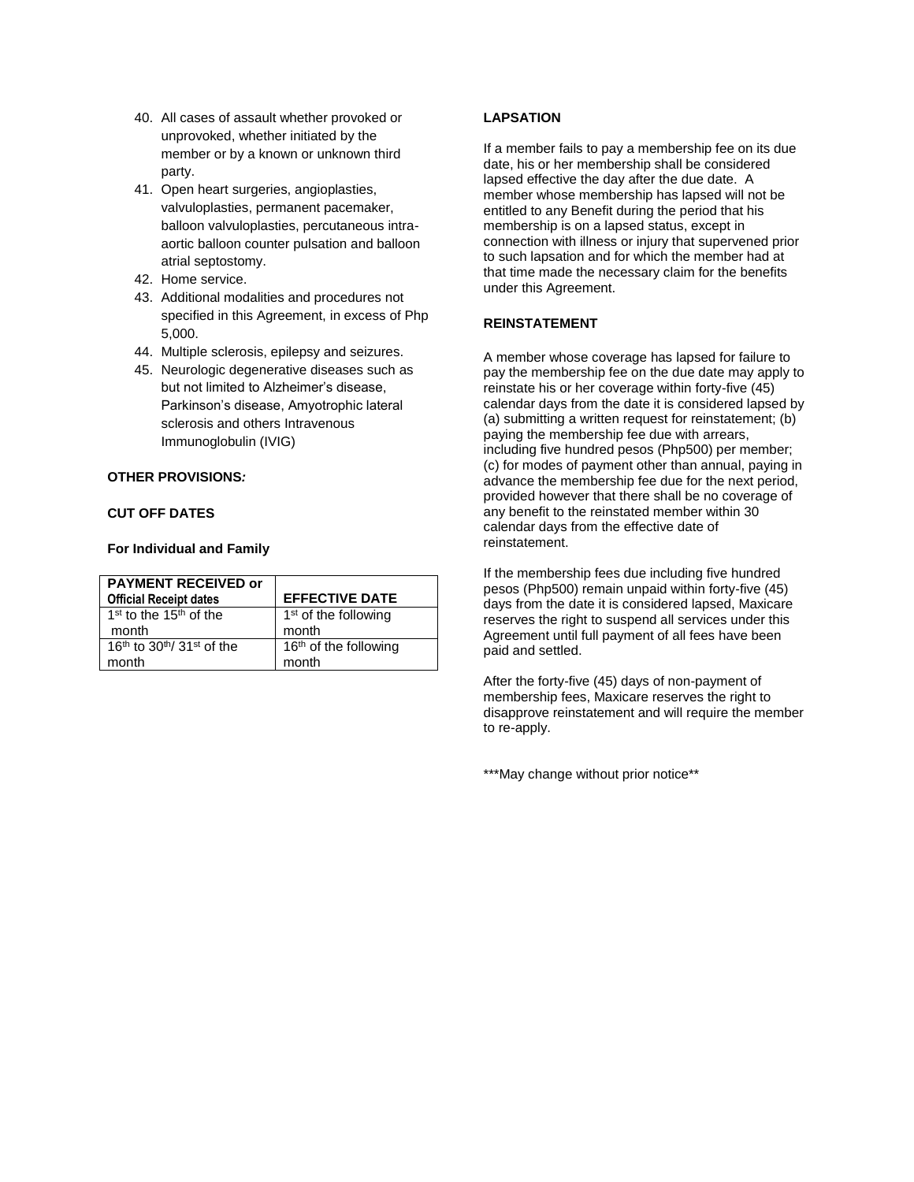40. All cases of assault whether provoked or unprovoked, whether initiated by the member or by a known or unknown third party.
41. Open heart surgeries, angioplasties, valvuloplasties, permanent pacemaker, balloon valvuloplasties, percutaneous intra-aortic balloon counter pulsation and balloon atrial septostomy.
42. Home service.
43. Additional modalities and procedures not specified in this Agreement, in excess of Php 5,000.
44. Multiple sclerosis, epilepsy and seizures.
45. Neurologic degenerative diseases such as but not limited to Alzheimer's disease, Parkinson's disease, Amyotrophic lateral sclerosis and others Intravenous Immunoglobulin (IVIG)

**OTHER PROVISIONS:**

**CUT OFF DATES**

**For Individual and Family**

| **PAYMENT RECEIVED or Official Receipt dates** | **EFFECTIVE DATE** |
|---|---|
| 1st to the 15th of the month | 1st of the following month |
| 16th to 30th/ 31st of the month | 16th of the following month |

**LAPSATION**

If a member fails to pay a membership fee on its due date, his or her membership shall be considered lapsed effective the day after the due date. A member whose membership has lapsed will not be entitled to any Benefit during the period that his membership is on a lapsed status, except in connection with illness or injury that supervened prior to such lapsation and for which the member had at that time made the necessary claim for the benefits under this Agreement.

**REINSTATEMENT**

A member whose coverage has lapsed for failure to pay the membership fee on the due date may apply to reinstate his or her coverage within forty-five (45) calendar days from the date it is considered lapsed by (a) submitting a written request for reinstatement; (b) paying the membership fee due with arrears, including five hundred pesos (Php500) per member; (c) for modes of payment other than annual, paying in advance the membership fee due for the next period, provided however that there shall be no coverage of any benefit to the reinstated member within 30 calendar days from the effective date of reinstatement.

If the membership fees due including five hundred pesos (Php500) remain unpaid within forty-five (45) days from the date it is considered lapsed, Maxicare reserves the right to suspend all services under this Agreement until full payment of all fees have been paid and settled.

After the forty-five (45) days of non-payment of membership fees, Maxicare reserves the right to disapprove reinstatement and will require the member to re-apply.

***May change without prior notice**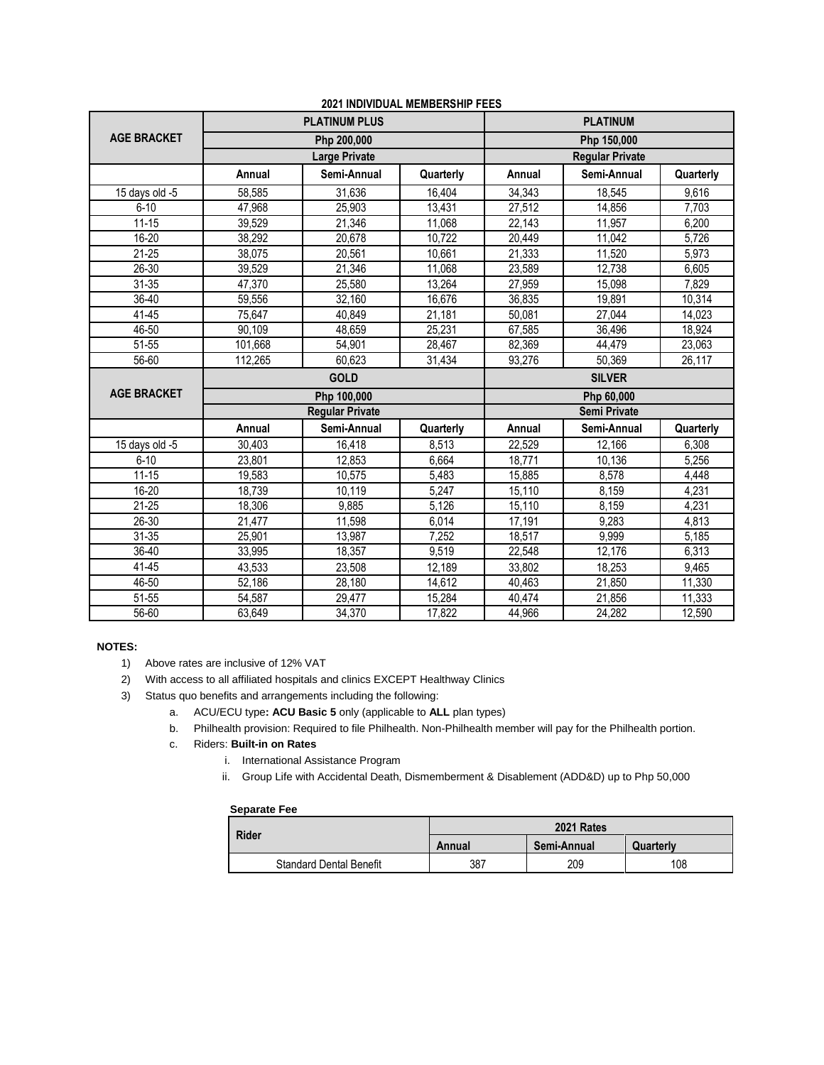**2021 INDIVIDUAL MEMBERSHIP FEES**

| AGE BRACKET | PLATINUM PLUS | | | PLATINUM | | |
|---|---|---|---|---|---|---|
| | Php 200,000 | | | Php 150,000 | | |
| | Large Private | | | Regular Private | | |
| | Annual | Semi-Annual | Quarterly | Annual | Semi-Annual | Quarterly |
| 15 days old -5 | 58,585 | 31,636 | 16,404 | 34,343 | 18,545 | 9,616 |
| 6-10 | 47,968 | 25,903 | 13,431 | 27,512 | 14,856 | 7,703 |
| 11-15 | 39,529 | 21,346 | 11,068 | 22,143 | 11,957 | 6,200 |
| 16-20 | 38,292 | 20,678 | 10,722 | 20,449 | 11,042 | 5,726 |
| 21-25 | 38,075 | 20,561 | 10,661 | 21,333 | 11,520 | 5,973 |
| 26-30 | 39,529 | 21,346 | 11,068 | 23,589 | 12,738 | 6,605 |
| 31-35 | 47,370 | 25,580 | 13,264 | 27,959 | 15,098 | 7,829 |
| 36-40 | 59,556 | 32,160 | 16,676 | 36,835 | 19,891 | 10,314 |
| 41-45 | 75,647 | 40,849 | 21,181 | 50,081 | 27,044 | 14,023 |
| 46-50 | 90,109 | 48,659 | 25,231 | 67,585 | 36,496 | 18,924 |
| 51-55 | 101,668 | 54,901 | 28,467 | 82,369 | 44,479 | 23,063 |
| 56-60 | 112,265 | 60,623 | 31,434 | 93,276 | 50,369 | 26,117 |
| **AGE BRACKET** | **GOLD** | | | **SILVER** | | |
| | Php 100,000 | | | Php 60,000 | | |
| | Regular Private | | | Semi Private | | |
| | Annual | Semi-Annual | Quarterly | Annual | Semi-Annual | Quarterly |
| 15 days old -5 | 30,403 | 16,418 | 8,513 | 22,529 | 12,166 | 6,308 |
| 6-10 | 23,801 | 12,853 | 6,664 | 18,771 | 10,136 | 5,256 |
| 11-15 | 19,583 | 10,575 | 5,483 | 15,885 | 8,578 | 4,448 |
| 16-20 | 18,739 | 10,119 | 5,247 | 15,110 | 8,159 | 4,231 |
| 21-25 | 18,306 | 9,885 | 5,126 | 15,110 | 8,159 | 4,231 |
| 26-30 | 21,477 | 11,598 | 6,014 | 17,191 | 9,283 | 4,813 |
| 31-35 | 25,901 | 13,987 | 7,252 | 18,517 | 9,999 | 5,185 |
| 36-40 | 33,995 | 18,357 | 9,519 | 22,548 | 12,176 | 6,313 |
| 41-45 | 43,533 | 23,508 | 12,189 | 33,802 | 18,253 | 9,465 |
| 46-50 | 52,186 | 28,180 | 14,612 | 40,463 | 21,850 | 11,330 |
| 51-55 | 54,587 | 29,477 | 15,284 | 40,474 | 21,856 | 11,333 |
| 56-60 | 63,649 | 34,370 | 17,822 | 44,966 | 24,282 | 12,590 |

**NOTES:**

1) Above rates are inclusive of 12% VAT
2) With access to all affiliated hospitals and clinics EXCEPT Healthway Clinics
3) Status quo benefits and arrangements including the following:
    a. ACU/ECU type**: ACU Basic 5** only (applicable to **ALL** plan types)
    b. Philhealth provision: Required to file Philhealth. Non-Philhealth member will pay for the Philhealth portion.
    c. Riders: **Built-in on Rates**
        i. International Assistance Program
        ii. Group Life with Accidental Death, Dismemberment & Disablement (ADD&D) up to Php 50,000

**Separate Fee**

| Rider | 2021 Rates | | |
|---|---|---|---|
| | Annual | Semi-Annual | Quarterly |
| Standard Dental Benefit | 387 | 209 | 108 |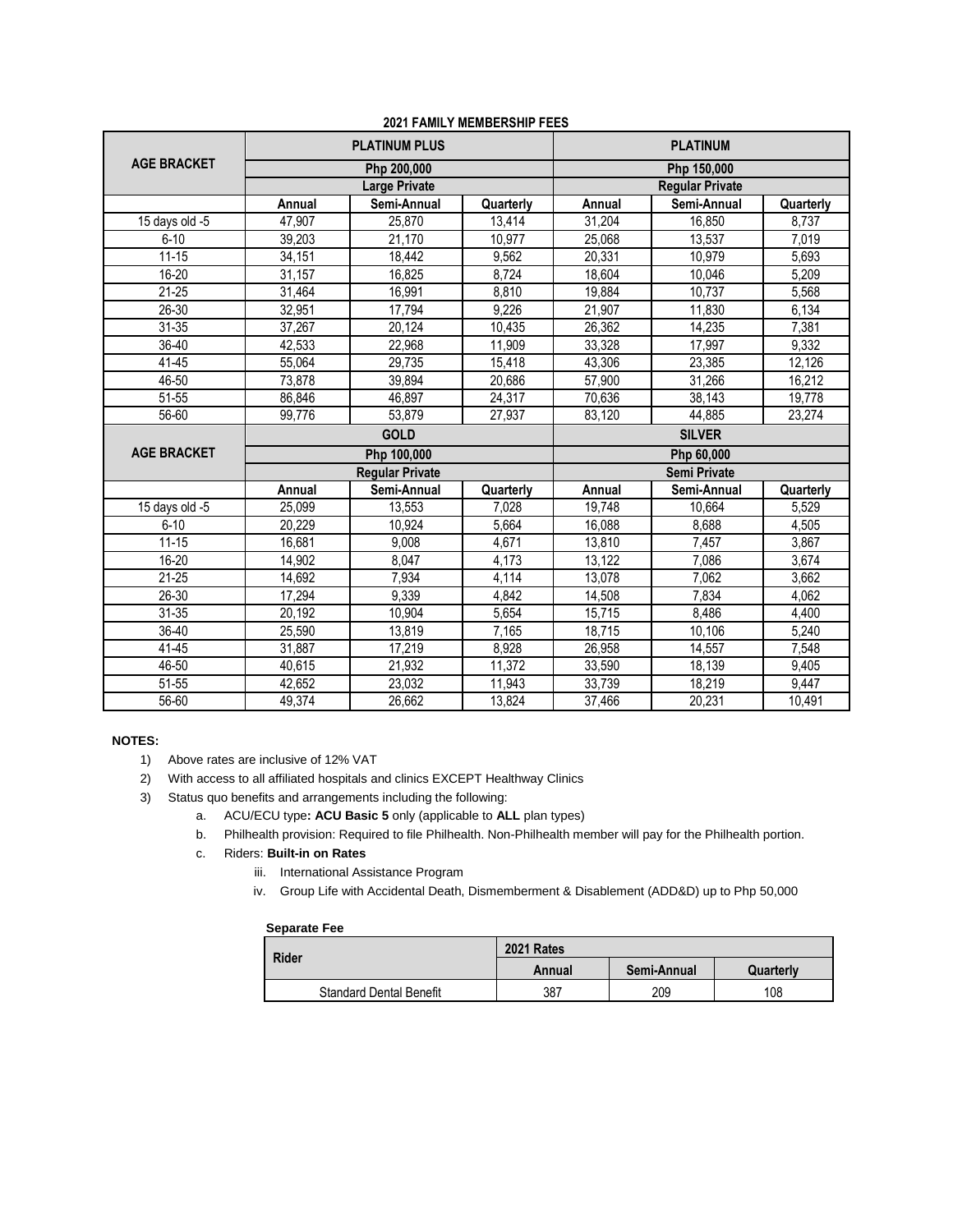**2021 FAMILY MEMBERSHIP FEES**

| AGE BRACKET | PLATINUM PLUS | | | PLATINUM | | |
|---|---|---|---|---|---|---|
| | Php 200,000 | | | Php 150,000 | | |
| | Large Private | | | Regular Private | | |
| | Annual | Semi-Annual | Quarterly | Annual | Semi-Annual | Quarterly |
| 15 days old -5 | 47,907 | 25,870 | 13,414 | 31,204 | 16,850 | 8,737 |
| 6-10 | 39,203 | 21,170 | 10,977 | 25,068 | 13,537 | 7,019 |
| 11-15 | 34,151 | 18,442 | 9,562 | 20,331 | 10,979 | 5,693 |
| 16-20 | 31,157 | 16,825 | 8,724 | 18,604 | 10,046 | 5,209 |
| 21-25 | 31,464 | 16,991 | 8,810 | 19,884 | 10,737 | 5,568 |
| 26-30 | 32,951 | 17,794 | 9,226 | 21,907 | 11,830 | 6,134 |
| 31-35 | 37,267 | 20,124 | 10,435 | 26,362 | 14,235 | 7,381 |
| 36-40 | 42,533 | 22,968 | 11,909 | 33,328 | 17,997 | 9,332 |
| 41-45 | 55,064 | 29,735 | 15,418 | 43,306 | 23,385 | 12,126 |
| 46-50 | 73,878 | 39,894 | 20,686 | 57,900 | 31,266 | 16,212 |
| 51-55 | 86,846 | 46,897 | 24,317 | 70,636 | 38,143 | 19,778 |
| 56-60 | 99,776 | 53,879 | 27,937 | 83,120 | 44,885 | 23,274 |
| AGE BRACKET | GOLD | | | SILVER | | |
| | Php 100,000 | | | Php 60,000 | | |
| | Regular Private | | | Semi Private | | |
| | Annual | Semi-Annual | Quarterly | Annual | Semi-Annual | Quarterly |
| 15 days old -5 | 25,099 | 13,553 | 7,028 | 19,748 | 10,664 | 5,529 |
| 6-10 | 20,229 | 10,924 | 5,664 | 16,088 | 8,688 | 4,505 |
| 11-15 | 16,681 | 9,008 | 4,671 | 13,810 | 7,457 | 3,867 |
| 16-20 | 14,902 | 8,047 | 4,173 | 13,122 | 7,086 | 3,674 |
| 21-25 | 14,692 | 7,934 | 4,114 | 13,078 | 7,062 | 3,662 |
| 26-30 | 17,294 | 9,339 | 4,842 | 14,508 | 7,834 | 4,062 |
| 31-35 | 20,192 | 10,904 | 5,654 | 15,715 | 8,486 | 4,400 |
| 36-40 | 25,590 | 13,819 | 7,165 | 18,715 | 10,106 | 5,240 |
| 41-45 | 31,887 | 17,219 | 8,928 | 26,958 | 14,557 | 7,548 |
| 46-50 | 40,615 | 21,932 | 11,372 | 33,590 | 18,139 | 9,405 |
| 51-55 | 42,652 | 23,032 | 11,943 | 33,739 | 18,219 | 9,447 |
| 56-60 | 49,374 | 26,662 | 13,824 | 37,466 | 20,231 | 10,491 |

**NOTES:**

1) Above rates are inclusive of 12% VAT
2) With access to all affiliated hospitals and clinics EXCEPT Healthway Clinics
3) Status quo benefits and arrangements including the following:
    a. ACU/ECU type**: ACU Basic 5** only (applicable to **ALL** plan types)
    b. Philhealth provision: Required to file Philhealth. Non-Philhealth member will pay for the Philhealth portion.
    c. Riders: **Built-in on Rates**
        iii. International Assistance Program
        iv. Group Life with Accidental Death, Dismemberment & Disablement (ADD&D) up to Php 50,000

**Separate Fee**

| Rider | 2021 Rates | | |
|---|---|---|---|
| | Annual | Semi-Annual | Quarterly |
| Standard Dental Benefit | 387 | 209 | 108 |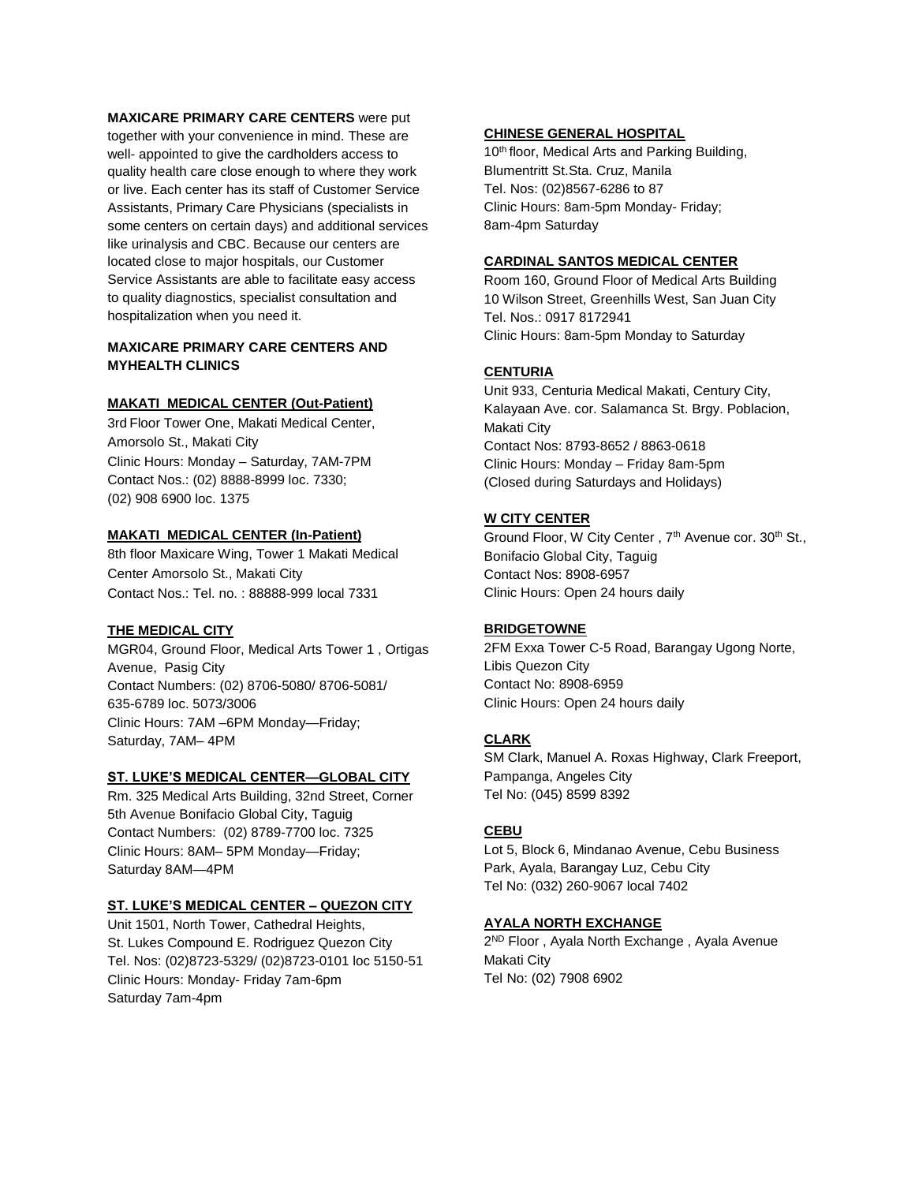**MAXICARE PRIMARY CARE CENTERS** were put together with your convenience in mind. These are well- appointed to give the cardholders access to quality health care close enough to where they work or live. Each center has its staff of Customer Service Assistants, Primary Care Physicians (specialists in some centers on certain days) and additional services like urinalysis and CBC. Because our centers are located close to major hospitals, our Customer Service Assistants are able to facilitate easy access to quality diagnostics, specialist consultation and hospitalization when you need it.

**MAXICARE PRIMARY CARE CENTERS AND MYHEALTH CLINICS**

**MAKATI MEDICAL CENTER (Out-Patient)**

3rd Floor Tower One, Makati Medical Center, Amorsolo St., Makati City
Clinic Hours: Monday – Saturday, 7AM-7PM
Contact Nos.: (02) 8888-8999 loc. 7330; (02) 908 6900 loc. 1375

**MAKATI MEDICAL CENTER (In-Patient)**

8th floor Maxicare Wing, Tower 1 Makati Medical Center Amorsolo St., Makati City
Contact Nos.: Tel. no. : 88888-999 local 7331

**THE MEDICAL CITY**

MGR04, Ground Floor, Medical Arts Tower 1 , Ortigas Avenue, Pasig City
Contact Numbers: (02) 8706-5080/ 8706-5081/ 635-6789 loc. 5073/3006
Clinic Hours: 7AM –6PM Monday—Friday; Saturday, 7AM– 4PM

**ST. LUKE'S MEDICAL CENTER—GLOBAL CITY**

Rm. 325 Medical Arts Building, 32nd Street, Corner 5th Avenue Bonifacio Global City, Taguig
Contact Numbers: (02) 8789-7700 loc. 7325
Clinic Hours: 8AM– 5PM Monday—Friday; Saturday 8AM—4PM

**ST. LUKE'S MEDICAL CENTER – QUEZON CITY**

Unit 1501, North Tower, Cathedral Heights, St. Lukes Compound E. Rodriguez Quezon City
Tel. Nos: (02)8723-5329/ (02)8723-0101 loc 5150-51
Clinic Hours: Monday- Friday 7am-6pm
Saturday 7am-4pm

**CHINESE GENERAL HOSPITAL**

10th floor, Medical Arts and Parking Building, Blumentritt St.Sta. Cruz, Manila
Tel. Nos: (02)8567-6286 to 87
Clinic Hours: 8am-5pm Monday- Friday; 8am-4pm Saturday

**CARDINAL SANTOS MEDICAL CENTER**

Room 160, Ground Floor of Medical Arts Building 10 Wilson Street, Greenhills West, San Juan City
Tel. Nos.: 0917 8172941
Clinic Hours: 8am-5pm Monday to Saturday

**CENTURIA**

Unit 933, Centuria Medical Makati, Century City, Kalayaan Ave. cor. Salamanca St. Brgy. Poblacion, Makati City
Contact Nos: 8793-8652 / 8863-0618
Clinic Hours: Monday – Friday 8am-5pm
(Closed during Saturdays and Holidays)

**W CITY CENTER**

Ground Floor, W City Center , 7th Avenue cor. 30th St., Bonifacio Global City, Taguig
Contact Nos: 8908-6957
Clinic Hours: Open 24 hours daily

**BRIDGETOWNE**

2FM Exxa Tower C-5 Road, Barangay Ugong Norte, Libis Quezon City
Contact No: 8908-6959
Clinic Hours: Open 24 hours daily

**CLARK**

SM Clark, Manuel A. Roxas Highway, Clark Freeport, Pampanga, Angeles City
Tel No: (045) 8599 8392

**CEBU**

Lot 5, Block 6, Mindanao Avenue, Cebu Business Park, Ayala, Barangay Luz, Cebu City
Tel No: (032) 260-9067 local 7402

**AYALA NORTH EXCHANGE**

2ND Floor , Ayala North Exchange , Ayala Avenue Makati City
Tel No: (02) 7908 6902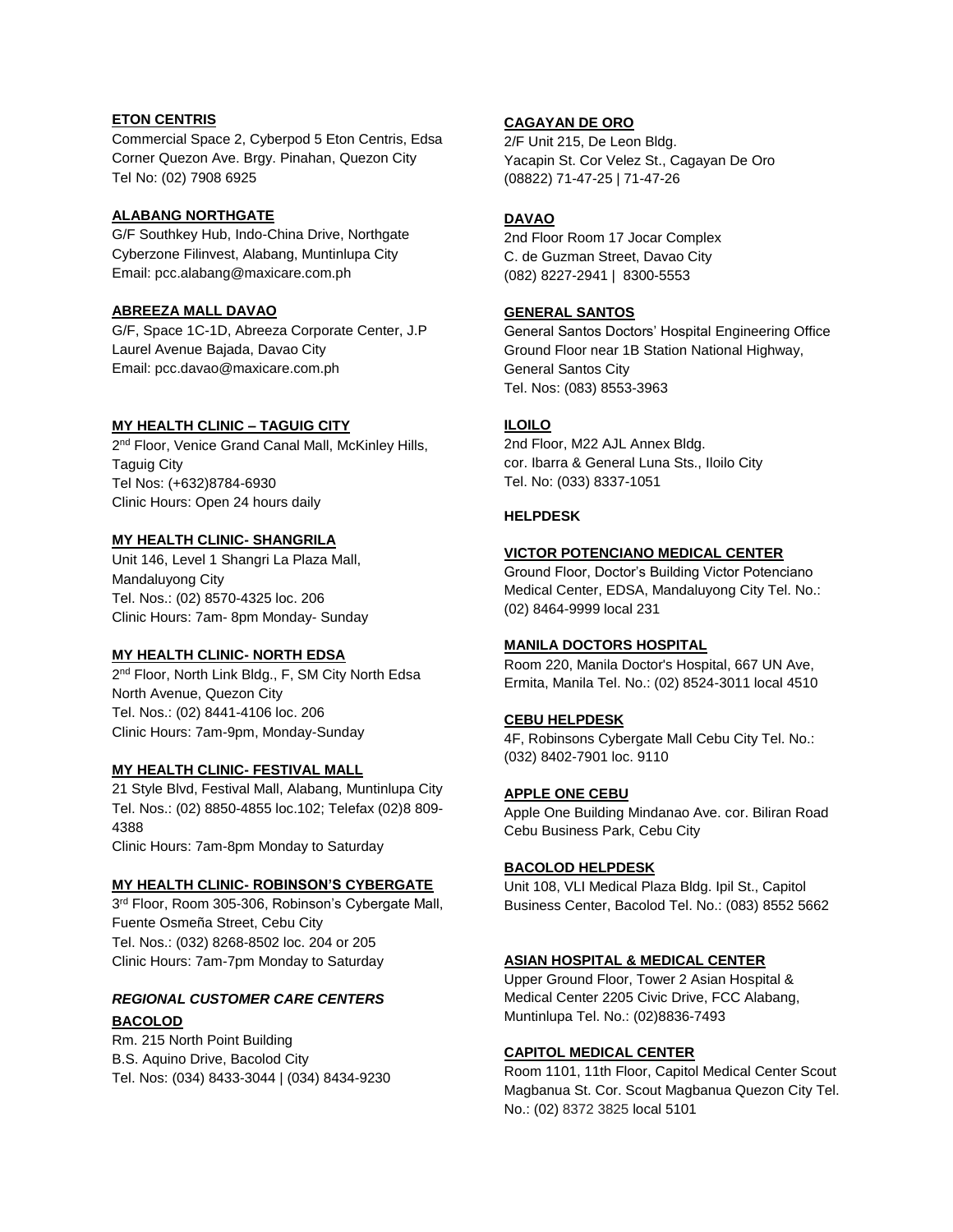**ETON CENTRIS**
Commercial Space 2, Cyberpod 5 Eton Centris, Edsa Corner Quezon Ave. Brgy. Pinahan, Quezon City
Tel No: (02) 7908 6925

**ALABANG NORTHGATE**
G/F Southkey Hub, Indo-China Drive, Northgate Cyberzone Filinvest, Alabang, Muntinlupa City
Email: pcc.alabang@maxicare.com.ph

**ABREEZA MALL DAVAO**
G/F, Space 1C-1D, Abreeza Corporate Center, J.P Laurel Avenue Bajada, Davao City
Email: pcc.davao@maxicare.com.ph

**MY HEALTH CLINIC – TAGUIG CITY**
2nd Floor, Venice Grand Canal Mall, McKinley Hills, Taguig City
Tel Nos: (+632)8784-6930
Clinic Hours: Open 24 hours daily

**MY HEALTH CLINIC- SHANGRILA**
Unit 146, Level 1 Shangri La Plaza Mall, Mandaluyong City
Tel. Nos.: (02) 8570-4325 loc. 206
Clinic Hours: 7am- 8pm Monday- Sunday

**MY HEALTH CLINIC- NORTH EDSA**
2nd Floor, North Link Bldg., F, SM City North Edsa North Avenue, Quezon City
Tel. Nos.: (02) 8441-4106 loc. 206
Clinic Hours: 7am-9pm, Monday-Sunday

**MY HEALTH CLINIC- FESTIVAL MALL**
21 Style Blvd, Festival Mall, Alabang, Muntinlupa City
Tel. Nos.: (02) 8850-4855 loc.102; Telefax (02)8 809-4388
Clinic Hours: 7am-8pm Monday to Saturday

**MY HEALTH CLINIC- ROBINSON'S CYBERGATE**
3rd Floor, Room 305-306, Robinson's Cybergate Mall, Fuente Osmeña Street, Cebu City
Tel. Nos.: (032) 8268-8502 loc. 204 or 205
Clinic Hours: 7am-7pm Monday to Saturday

***REGIONAL CUSTOMER CARE CENTERS***

**BACOLOD**
Rm. 215 North Point Building
B.S. Aquino Drive, Bacolod City
Tel. Nos: (034) 8433-3044 | (034) 8434-9230

**CAGAYAN DE ORO**
2/F Unit 215, De Leon Bldg.
Yacapin St. Cor Velez St., Cagayan De Oro
(08822) 71-47-25 | 71-47-26

**DAVAO**
2nd Floor Room 17 Jocar Complex
C. de Guzman Street, Davao City
(082) 8227-2941 | 8300-5553

**GENERAL SANTOS**
General Santos Doctors' Hospital Engineering Office
Ground Floor near 1B Station National Highway, General Santos City
Tel. Nos: (083) 8553-3963

**ILOILO**
2nd Floor, M22 AJL Annex Bldg.
cor. Ibarra & General Luna Sts., Iloilo City
Tel. No: (033) 8337-1051

**HELPDESK**

**VICTOR POTENCIANO MEDICAL CENTER**
Ground Floor, Doctor's Building Victor Potenciano Medical Center, EDSA, Mandaluyong City Tel. No.: (02) 8464-9999 local 231

**MANILA DOCTORS HOSPITAL**
Room 220, Manila Doctor's Hospital, 667 UN Ave, Ermita, Manila Tel. No.: (02) 8524-3011 local 4510

**CEBU HELPDESK**
4F, Robinsons Cybergate Mall Cebu City Tel. No.: (032) 8402-7901 loc. 9110

**APPLE ONE CEBU**
Apple One Building Mindanao Ave. cor. Biliran Road Cebu Business Park, Cebu City

**BACOLOD HELPDESK**
Unit 108, VLI Medical Plaza Bldg. Ipil St., Capitol Business Center, Bacolod Tel. No.: (083) 8552 5662

**ASIAN HOSPITAL & MEDICAL CENTER**
Upper Ground Floor, Tower 2 Asian Hospital & Medical Center 2205 Civic Drive, FCC Alabang, Muntinlupa Tel. No.: (02)8836-7493

**CAPITOL MEDICAL CENTER**
Room 1101, 11th Floor, Capitol Medical Center Scout Magbanua St. Cor. Scout Magbanua Quezon City Tel. No.: (02) 8372 3825 local 5101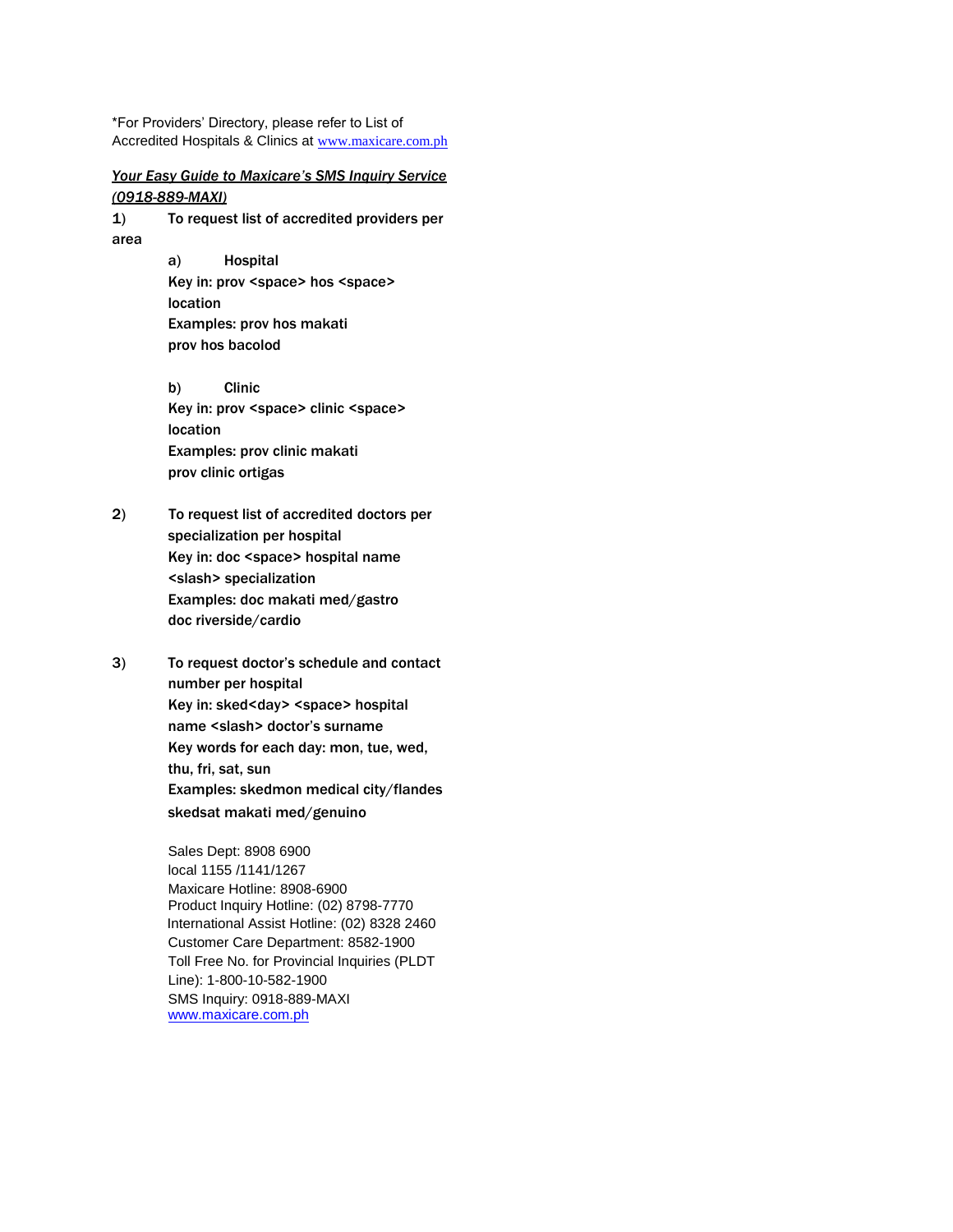*For Providers' Directory, please refer to List of Accredited Hospitals & Clinics at www.maxicare.com.ph

***<u>Your Easy Guide to Maxicare's SMS Inquiry Service (0918-889-MAXI)</u>***

**1) To request list of accredited providers per area**

**a) Hospital**

**Key in: prov <space> hos <space> location**

**Examples: prov hos makati**

**prov hos bacolod**

**b) Clinic**

**Key in: prov <space> clinic <space> location**

**Examples: prov clinic makati**

**prov clinic ortigas**

**2) To request list of accredited doctors per specialization per hospital**

**Key in: doc <space> hospital name <slash> specialization**

**Examples: doc makati med/gastro**

**doc riverside/cardio**

**3) To request doctor's schedule and contact number per hospital**

**Key in: sked<day> <space> hospital name <slash> doctor's surname**

**Key words for each day: mon, tue, wed, thu, fri, sat, sun**

**Examples: skedmon medical city/flandes**

**skedsat makati med/genuino**

Sales Dept: 8908 6900
local 1155 /1141/1267
Maxicare Hotline: 8908-6900
Product Inquiry Hotline: (02) 8798-7770
International Assist Hotline: (02) 8328 2460
Customer Care Department: 8582-1900
Toll Free No. for Provincial Inquiries (PLDT Line): 1-800-10-582-1900
SMS Inquiry: 0918-889-MAXI
www.maxicare.com.ph